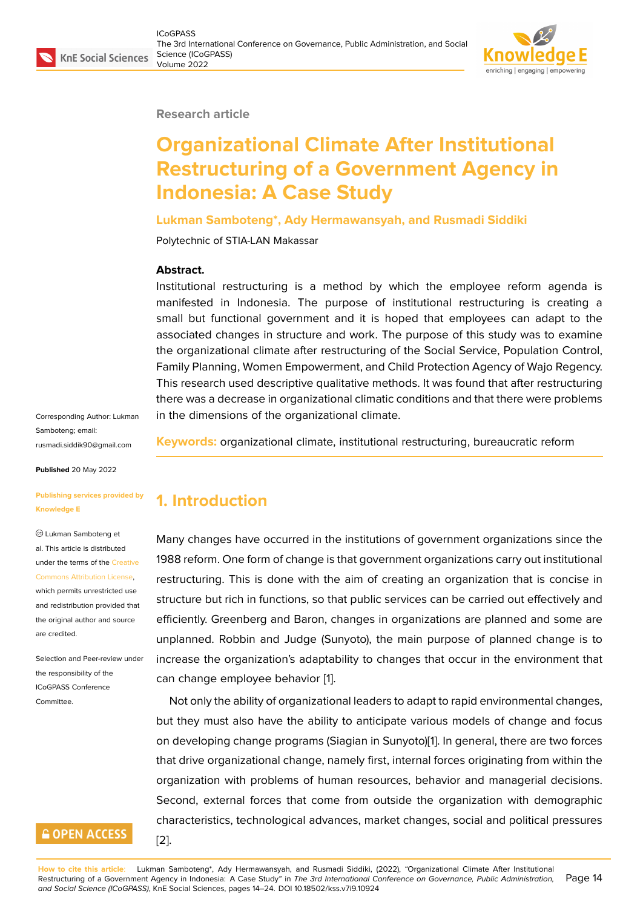Research article

# Organizational Climate After Institutional Restructuring of a Government Agency in Indonesia: A Case Study

**Lukman Samboteng*, Ady Hermawansyah, and Rusmadi Siddiki**

Polytechnic of STIA-LAN Makassar

### Abstract.

Institutional restructuring is a method by which the employee reform agenda is manifested in Indonesia. The purpose of institutional restructuring is creating a small but functional government and it is hoped that employees can adapt to the associated changes in structure and work. The purpose of this study was to examine the organizational climate after restructuring of the Social Service, Population Control, Family Planning, Women Empowerment, and Child Protection Agency of Wajo Regency. This research used descriptive qualitative methods. It was found that after restructuring there was a decrease in organizational climatic conditions and that there were problems in the dimensions of the organizational climate.

**Keywords:** organizational climate, institutional restructuring, bureaucratic reform

Corresponding Author: Lukman Samboteng; email: rusmadi.siddik90@gmail.com

**Published** 20 May 2022

**Publishing services provided by Knowledge E**

© Lukman Samboteng et al. This article is distributed under the terms of the Creative Commons Attribution License, which permits unrestricted use and redistribution provided that the original author and source are credited.

Selection and Peer-review under the responsibility of the ICoGPASS Conference Committee.

## 1. Introduction

Many changes have occurred in the institutions of government organizations since the 1988 reform. One form of change is that government organizations carry out institutional restructuring. This is done with the aim of creating an organization that is concise in structure but rich in functions, so that public services can be carried out effectively and efficiently. Greenberg and Baron, changes in organizations are planned and some are unplanned. Robbin and Judge (Sunyoto), the main purpose of planned change is to increase the organization's adaptability to changes that occur in the environment that can change employee behavior [1].

Not only the ability of organizational leaders to adapt to rapid environmental changes, but they must also have the ability to anticipate various models of change and focus on developing change programs (Siagian in Sunyoto)[1]. In general, there are two forces that drive organizational change, namely first, internal forces originating from within the organization with problems of human resources, behavior and managerial decisions. Second, external forces that come from outside the organization with demographic characteristics, technological advances, market changes, social and political pressures [2].

**How to cite this article**: Lukman Samboteng*, Ady Hermawansyah, and Rusmadi Siddiki, (2022), "Organizational Climate After Institutional Restructuring of a Government Agency in Indonesia: A Case Study" in *The 3rd International Conference on Governance, Public Administration, and Social Science (ICoGPASS)*, KnE Social Sciences, pages 14–24. DOI 10.18502/kss.v7i9.10924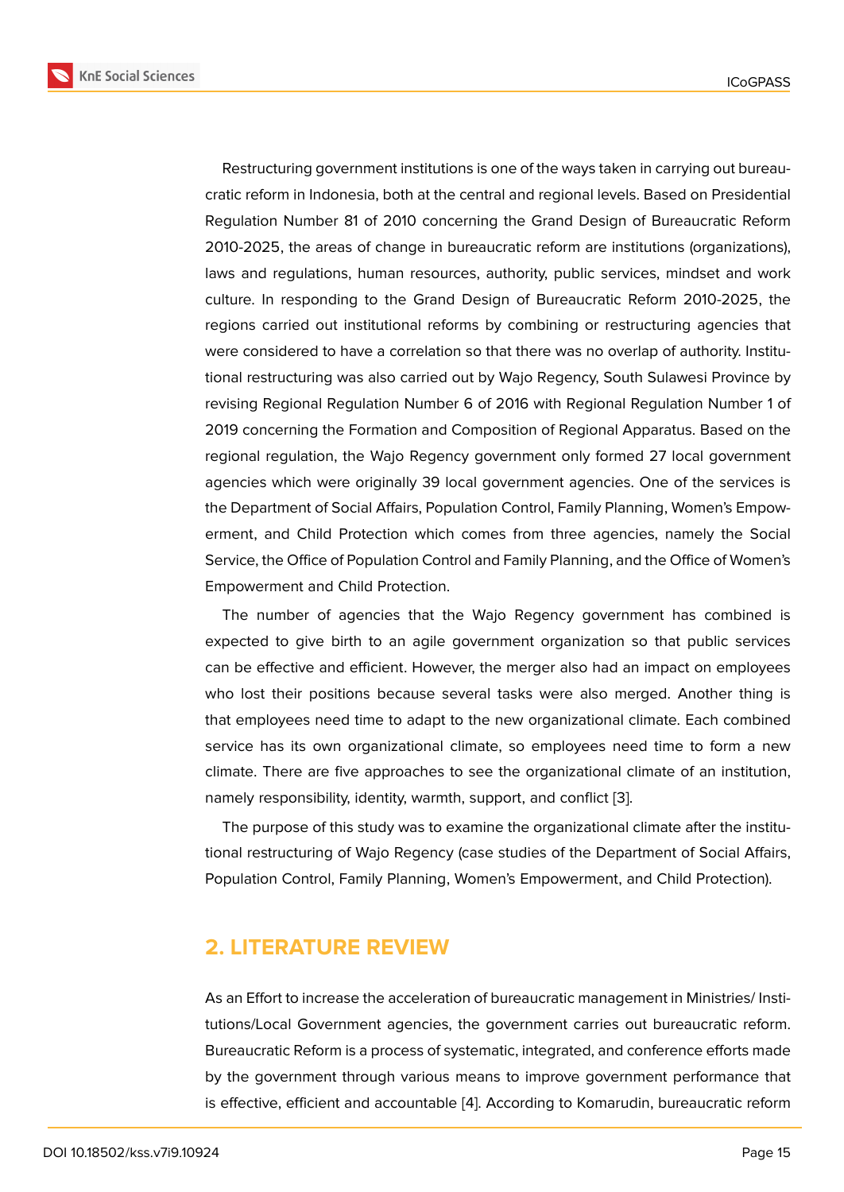Restructuring government institutions is one of the ways taken in carrying out bureaucratic reform in Indonesia, both at the central and regional levels. Based on Presidential Regulation Number 81 of 2010 concerning the Grand Design of Bureaucratic Reform 2010-2025, the areas of change in bureaucratic reform are institutions (organizations), laws and regulations, human resources, authority, public services, mindset and work culture. In responding to the Grand Design of Bureaucratic Reform 2010-2025, the regions carried out institutional reforms by combining or restructuring agencies that were considered to have a correlation so that there was no overlap of authority. Institutional restructuring was also carried out by Wajo Regency, South Sulawesi Province by revising Regional Regulation Number 6 of 2016 with Regional Regulation Number 1 of 2019 concerning the Formation and Composition of Regional Apparatus. Based on the regional regulation, the Wajo Regency government only formed 27 local government agencies which were originally 39 local government agencies. One of the services is the Department of Social Affairs, Population Control, Family Planning, Women's Empowerment, and Child Protection which comes from three agencies, namely the Social Service, the Office of Population Control and Family Planning, and the Office of Women's Empowerment and Child Protection.

The number of agencies that the Wajo Regency government has combined is expected to give birth to an agile government organization so that public services can be effective and efficient. However, the merger also had an impact on employees who lost their positions because several tasks were also merged. Another thing is that employees need time to adapt to the new organizational climate. Each combined service has its own organizational climate, so employees need time to form a new climate. There are five approaches to see the organizational climate of an institution, namely responsibility, identity, warmth, support, and conflict [3].

The purpose of this study was to examine the organizational climate after the institutional restructuring of Wajo Regency (case studies of the Department of Social Affairs, Population Control, Family Planning, Women's Empowerment, and Child Protection).

## 2. LITERATURE REVIEW

As an Effort to increase the acceleration of bureaucratic management in Ministries/ Institutions/Local Government agencies, the government carries out bureaucratic reform. Bureaucratic Reform is a process of systematic, integrated, and conference efforts made by the government through various means to improve government performance that is effective, efficient and accountable [4]. According to Komarudin, bureaucratic reform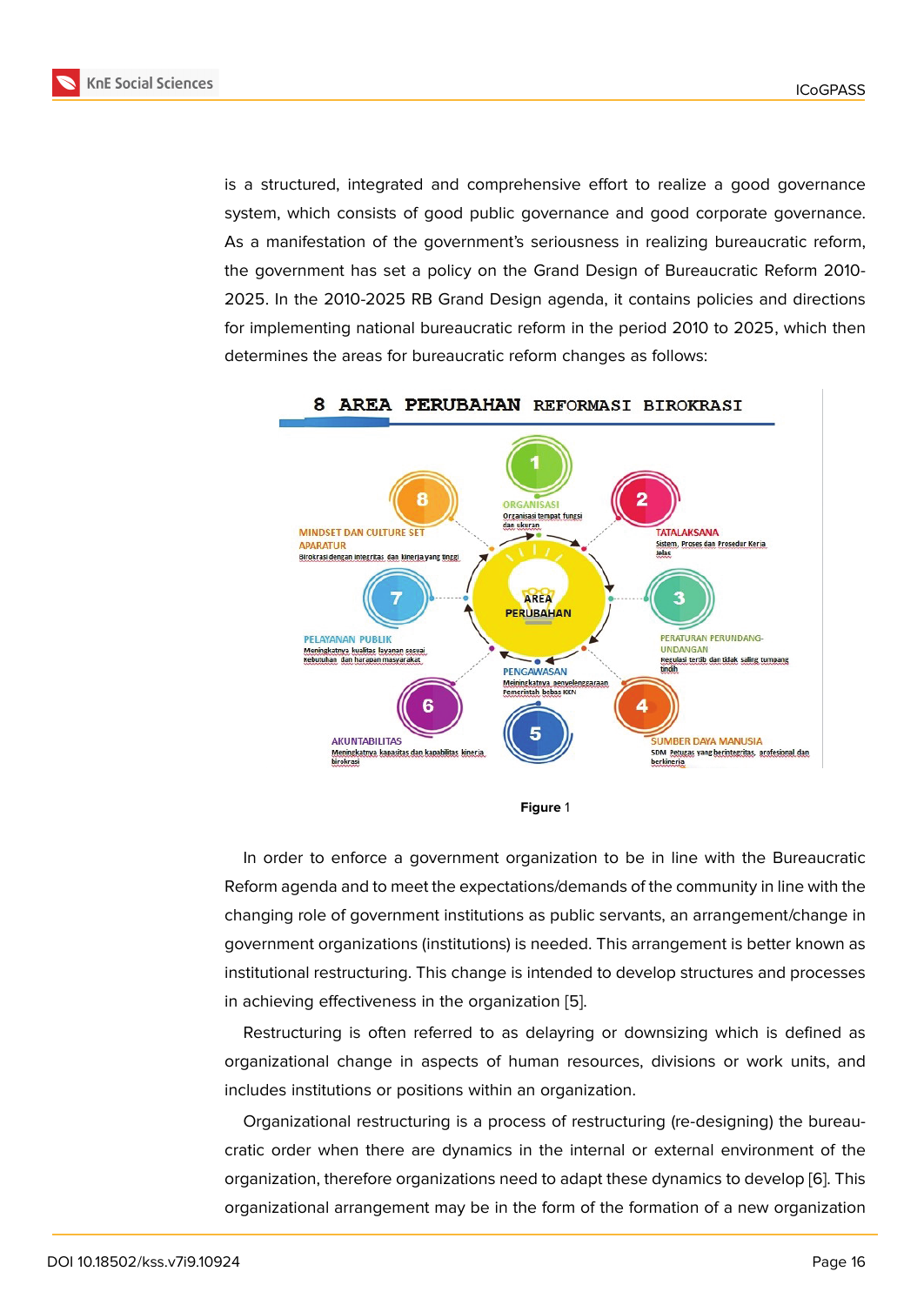is a structured, integrated and comprehensive effort to realize a good governance system, which consists of good public governance and good corporate governance. As a manifestation of the government's seriousness in realizing bureaucratic reform, the government has set a policy on the Grand Design of Bureaucratic Reform 2010-2025. In the 2010-2025 RB Grand Design agenda, it contains policies and directions for implementing national bureaucratic reform in the period 2010 to 2025, which then determines the areas for bureaucratic reform changes as follows:

**Figure** 1

In order to enforce a government organization to be in line with the Bureaucratic Reform agenda and to meet the expectations/demands of the community in line with the changing role of government institutions as public servants, an arrangement/change in government organizations (institutions) is needed. This arrangement is better known as institutional restructuring. This change is intended to develop structures and processes in achieving effectiveness in the organization [5].

Restructuring is often referred to as delayring or downsizing which is defined as organizational change in aspects of human resources, divisions or work units, and includes institutions or positions within an organization.

Organizational restructuring is a process of restructuring (re-designing) the bureaucratic order when there are dynamics in the internal or external environment of the organization, therefore organizations need to adapt these dynamics to develop [6]. This organizational arrangement may be in the form of the formation of a new organization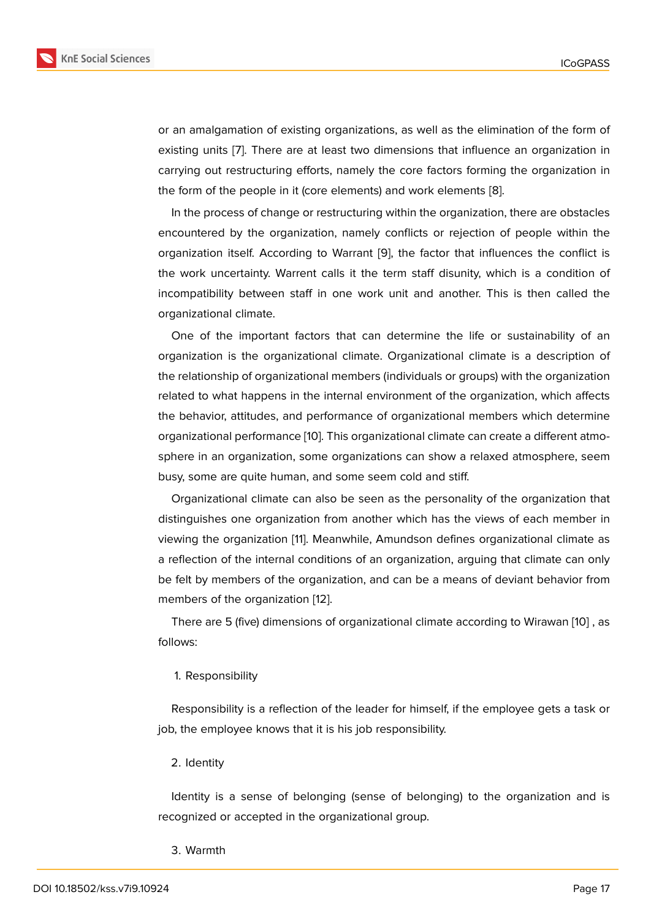or an amalgamation of existing organizations, as well as the elimination of the form of existing units [7]. There are at least two dimensions that influence an organization in carrying out restructuring efforts, namely the core factors forming the organization in the form of the people in it (core elements) and work elements [8].

In the process of change or restructuring within the organization, there are obstacles encountered by the organization, namely conflicts or rejection of people within the organization itself. According to Warrant [9], the factor that influences the conflict is the work uncertainty. Warrent calls it the term staff disunity, which is a condition of incompatibility between staff in one work unit and another. This is then called the organizational climate.

One of the important factors that can determine the life or sustainability of an organization is the organizational climate. Organizational climate is a description of the relationship of organizational members (individuals or groups) with the organization related to what happens in the internal environment of the organization, which affects the behavior, attitudes, and performance of organizational members which determine organizational performance [10]. This organizational climate can create a different atmosphere in an organization, some organizations can show a relaxed atmosphere, seem busy, some are quite human, and some seem cold and stiff.

Organizational climate can also be seen as the personality of the organization that distinguishes one organization from another which has the views of each member in viewing the organization [11]. Meanwhile, Amundson defines organizational climate as a reflection of the internal conditions of an organization, arguing that climate can only be felt by members of the organization, and can be a means of deviant behavior from members of the organization [12].

There are 5 (five) dimensions of organizational climate according to Wirawan [10] , as follows:

1. Responsibility

Responsibility is a reflection of the leader for himself, if the employee gets a task or job, the employee knows that it is his job responsibility.

2. Identity

Identity is a sense of belonging (sense of belonging) to the organization and is recognized or accepted in the organizational group.

3. Warmth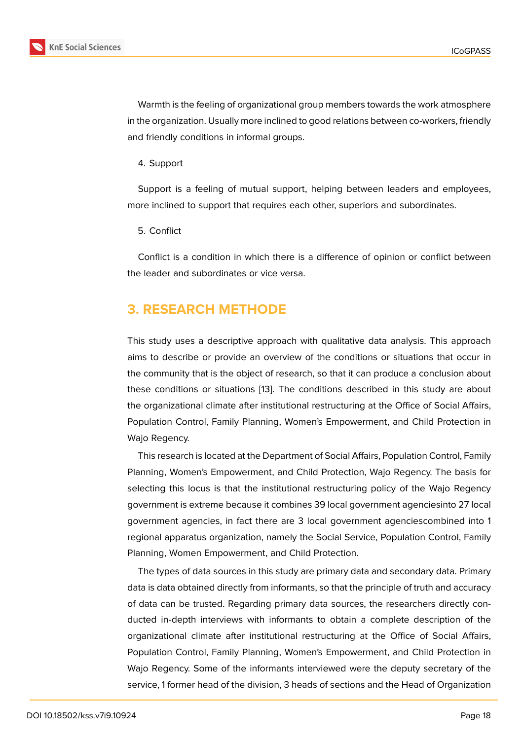Warmth is the feeling of organizational group members towards the work atmosphere in the organization. Usually more inclined to good relations between co-workers, friendly and friendly conditions in informal groups.

4. Support

Support is a feeling of mutual support, helping between leaders and employees, more inclined to support that requires each other, superiors and subordinates.

5. Conflict

Conflict is a condition in which there is a difference of opinion or conflict between the leader and subordinates or vice versa.

## 3. RESEARCH METHODE

This study uses a descriptive approach with qualitative data analysis. This approach aims to describe or provide an overview of the conditions or situations that occur in the community that is the object of research, so that it can produce a conclusion about these conditions or situations [13]. The conditions described in this study are about the organizational climate after institutional restructuring at the Office of Social Affairs, Population Control, Family Planning, Women's Empowerment, and Child Protection in Wajo Regency.

This research is located at the Department of Social Affairs, Population Control, Family Planning, Women's Empowerment, and Child Protection, Wajo Regency. The basis for selecting this locus is that the institutional restructuring policy of the Wajo Regency government is extreme because it combines 39 local government agenciesinto 27 local government agencies, in fact there are 3 local government agenciescombined into 1 regional apparatus organization, namely the Social Service, Population Control, Family Planning, Women Empowerment, and Child Protection.

The types of data sources in this study are primary data and secondary data. Primary data is data obtained directly from informants, so that the principle of truth and accuracy of data can be trusted. Regarding primary data sources, the researchers directly conducted in-depth interviews with informants to obtain a complete description of the organizational climate after institutional restructuring at the Office of Social Affairs, Population Control, Family Planning, Women's Empowerment, and Child Protection in Wajo Regency. Some of the informants interviewed were the deputy secretary of the service, 1 former head of the division, 3 heads of sections and the Head of Organization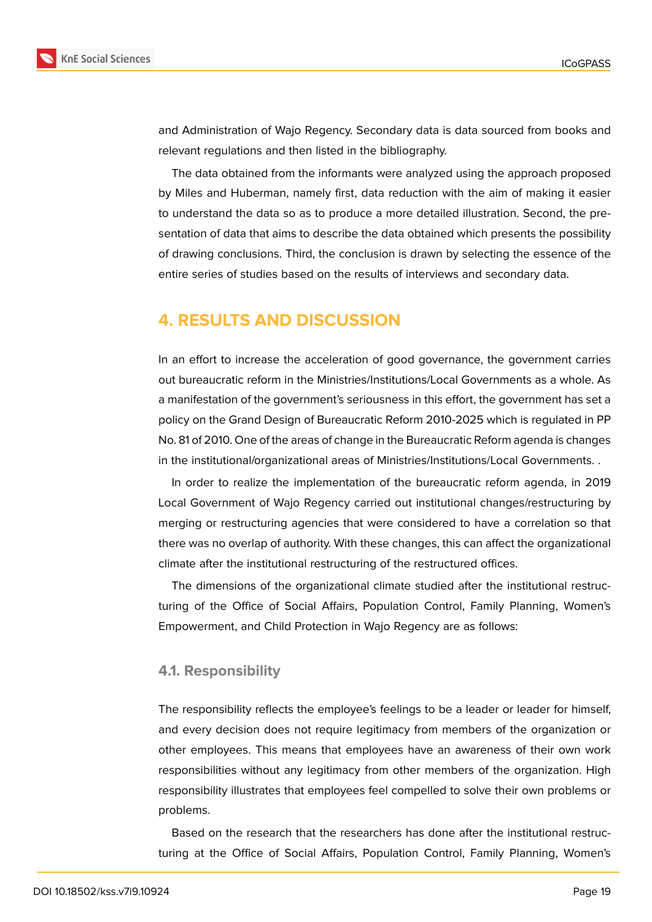and Administration of Wajo Regency. Secondary data is data sourced from books and relevant regulations and then listed in the bibliography.

The data obtained from the informants were analyzed using the approach proposed by Miles and Huberman, namely first, data reduction with the aim of making it easier to understand the data so as to produce a more detailed illustration. Second, the presentation of data that aims to describe the data obtained which presents the possibility of drawing conclusions. Third, the conclusion is drawn by selecting the essence of the entire series of studies based on the results of interviews and secondary data.

## 4. RESULTS AND DISCUSSION

In an effort to increase the acceleration of good governance, the government carries out bureaucratic reform in the Ministries/Institutions/Local Governments as a whole. As a manifestation of the government's seriousness in this effort, the government has set a policy on the Grand Design of Bureaucratic Reform 2010-2025 which is regulated in PP No. 81 of 2010. One of the areas of change in the Bureaucratic Reform agenda is changes in the institutional/organizational areas of Ministries/Institutions/Local Governments. .

In order to realize the implementation of the bureaucratic reform agenda, in 2019 Local Government of Wajo Regency carried out institutional changes/restructuring by merging or restructuring agencies that were considered to have a correlation so that there was no overlap of authority. With these changes, this can affect the organizational climate after the institutional restructuring of the restructured offices.

The dimensions of the organizational climate studied after the institutional restructuring of the Office of Social Affairs, Population Control, Family Planning, Women's Empowerment, and Child Protection in Wajo Regency are as follows:

### 4.1. Responsibility

The responsibility reflects the employee's feelings to be a leader or leader for himself, and every decision does not require legitimacy from members of the organization or other employees. This means that employees have an awareness of their own work responsibilities without any legitimacy from other members of the organization. High responsibility illustrates that employees feel compelled to solve their own problems or problems.

Based on the research that the researchers has done after the institutional restructuring at the Office of Social Affairs, Population Control, Family Planning, Women's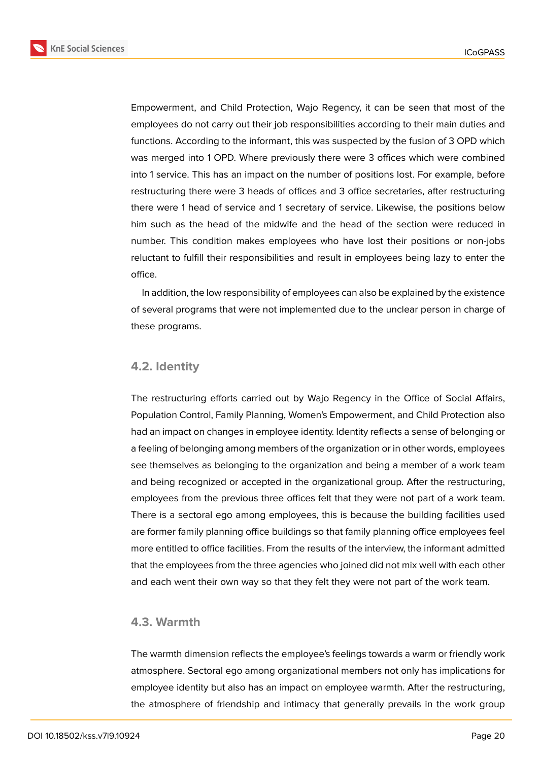Empowerment, and Child Protection, Wajo Regency, it can be seen that most of the employees do not carry out their job responsibilities according to their main duties and functions. According to the informant, this was suspected by the fusion of 3 OPD which was merged into 1 OPD. Where previously there were 3 offices which were combined into 1 service. This has an impact on the number of positions lost. For example, before restructuring there were 3 heads of offices and 3 office secretaries, after restructuring there were 1 head of service and 1 secretary of service. Likewise, the positions below him such as the head of the midwife and the head of the section were reduced in number. This condition makes employees who have lost their positions or non-jobs reluctant to fulfill their responsibilities and result in employees being lazy to enter the office.

In addition, the low responsibility of employees can also be explained by the existence of several programs that were not implemented due to the unclear person in charge of these programs.

### 4.2. Identity

The restructuring efforts carried out by Wajo Regency in the Office of Social Affairs, Population Control, Family Planning, Women's Empowerment, and Child Protection also had an impact on changes in employee identity. Identity reflects a sense of belonging or a feeling of belonging among members of the organization or in other words, employees see themselves as belonging to the organization and being a member of a work team and being recognized or accepted in the organizational group. After the restructuring, employees from the previous three offices felt that they were not part of a work team. There is a sectoral ego among employees, this is because the building facilities used are former family planning office buildings so that family planning office employees feel more entitled to office facilities. From the results of the interview, the informant admitted that the employees from the three agencies who joined did not mix well with each other and each went their own way so that they felt they were not part of the work team.

### 4.3. Warmth

The warmth dimension reflects the employee's feelings towards a warm or friendly work atmosphere. Sectoral ego among organizational members not only has implications for employee identity but also has an impact on employee warmth. After the restructuring, the atmosphere of friendship and intimacy that generally prevails in the work group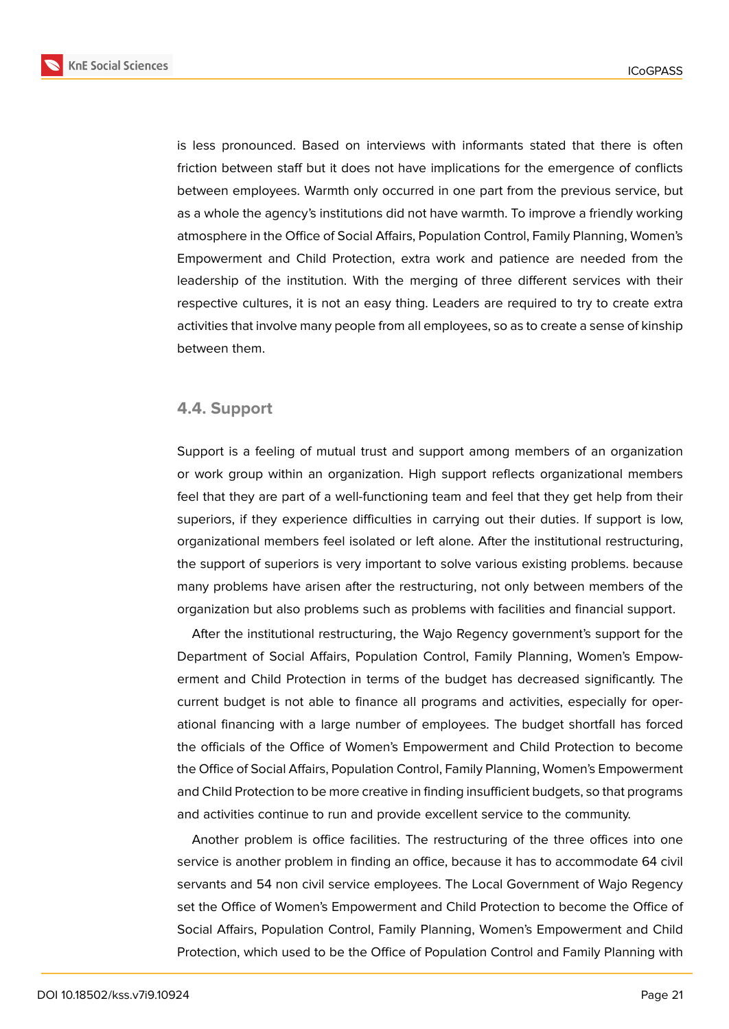is less pronounced. Based on interviews with informants stated that there is often friction between staff but it does not have implications for the emergence of conflicts between employees. Warmth only occurred in one part from the previous service, but as a whole the agency's institutions did not have warmth. To improve a friendly working atmosphere in the Office of Social Affairs, Population Control, Family Planning, Women's Empowerment and Child Protection, extra work and patience are needed from the leadership of the institution. With the merging of three different services with their respective cultures, it is not an easy thing. Leaders are required to try to create extra activities that involve many people from all employees, so as to create a sense of kinship between them.

### 4.4. Support

Support is a feeling of mutual trust and support among members of an organization or work group within an organization. High support reflects organizational members feel that they are part of a well-functioning team and feel that they get help from their superiors, if they experience difficulties in carrying out their duties. If support is low, organizational members feel isolated or left alone. After the institutional restructuring, the support of superiors is very important to solve various existing problems. because many problems have arisen after the restructuring, not only between members of the organization but also problems such as problems with facilities and financial support.

After the institutional restructuring, the Wajo Regency government's support for the Department of Social Affairs, Population Control, Family Planning, Women's Empowerment and Child Protection in terms of the budget has decreased significantly. The current budget is not able to finance all programs and activities, especially for operational financing with a large number of employees. The budget shortfall has forced the officials of the Office of Women's Empowerment and Child Protection to become the Office of Social Affairs, Population Control, Family Planning, Women's Empowerment and Child Protection to be more creative in finding insufficient budgets, so that programs and activities continue to run and provide excellent service to the community.

Another problem is office facilities. The restructuring of the three offices into one service is another problem in finding an office, because it has to accommodate 64 civil servants and 54 non civil service employees. The Local Government of Wajo Regency set the Office of Women's Empowerment and Child Protection to become the Office of Social Affairs, Population Control, Family Planning, Women's Empowerment and Child Protection, which used to be the Office of Population Control and Family Planning with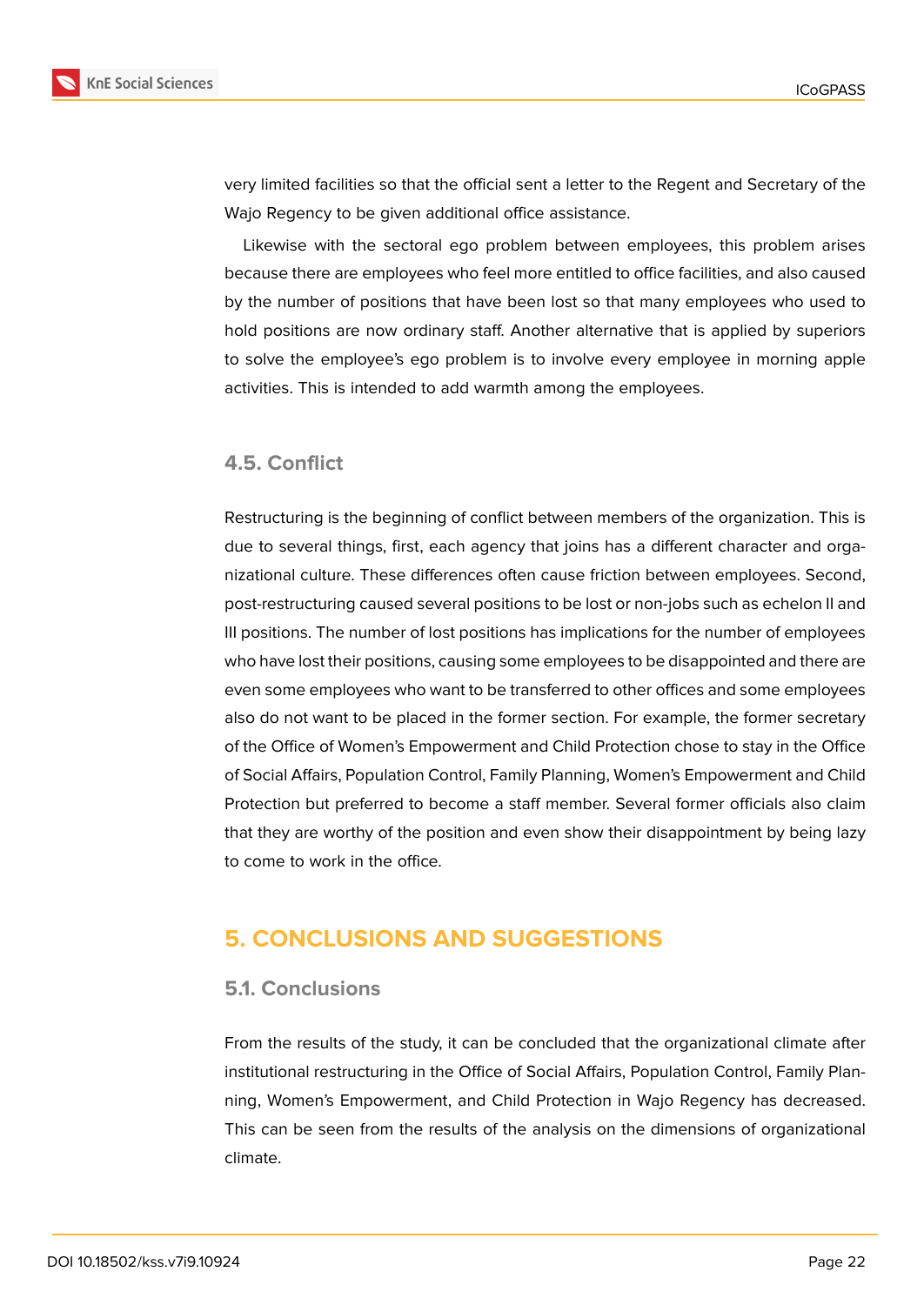very limited facilities so that the official sent a letter to the Regent and Secretary of the Wajo Regency to be given additional office assistance.

Likewise with the sectoral ego problem between employees, this problem arises because there are employees who feel more entitled to office facilities, and also caused by the number of positions that have been lost so that many employees who used to hold positions are now ordinary staff. Another alternative that is applied by superiors to solve the employee's ego problem is to involve every employee in morning apple activities. This is intended to add warmth among the employees.

### 4.5. Conflict

Restructuring is the beginning of conflict between members of the organization. This is due to several things, first, each agency that joins has a different character and organizational culture. These differences often cause friction between employees. Second, post-restructuring caused several positions to be lost or non-jobs such as echelon II and III positions. The number of lost positions has implications for the number of employees who have lost their positions, causing some employees to be disappointed and there are even some employees who want to be transferred to other offices and some employees also do not want to be placed in the former section. For example, the former secretary of the Office of Women's Empowerment and Child Protection chose to stay in the Office of Social Affairs, Population Control, Family Planning, Women's Empowerment and Child Protection but preferred to become a staff member. Several former officials also claim that they are worthy of the position and even show their disappointment by being lazy to come to work in the office.

## 5. CONCLUSIONS AND SUGGESTIONS

### 5.1. Conclusions

From the results of the study, it can be concluded that the organizational climate after institutional restructuring in the Office of Social Affairs, Population Control, Family Planning, Women's Empowerment, and Child Protection in Wajo Regency has decreased. This can be seen from the results of the analysis on the dimensions of organizational climate.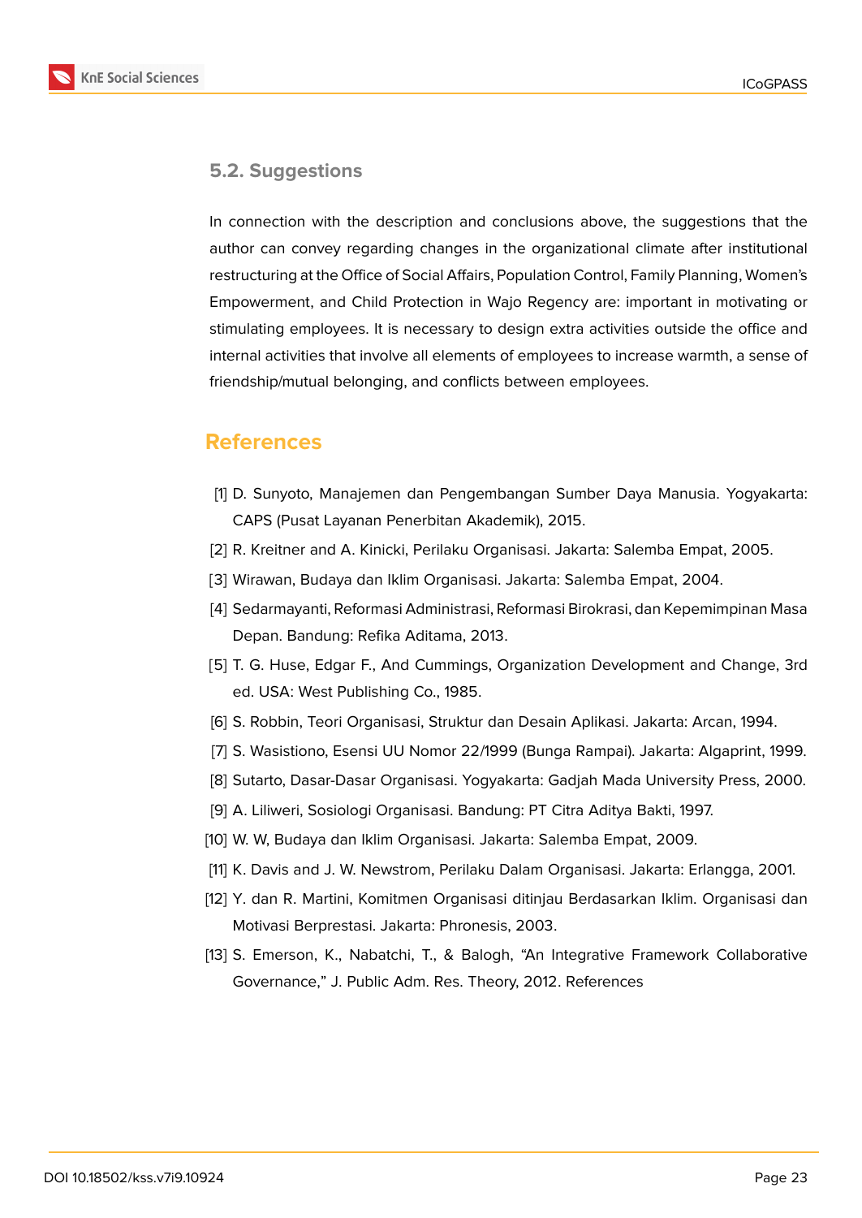### 5.2. Suggestions

In connection with the description and conclusions above, the suggestions that the author can convey regarding changes in the organizational climate after institutional restructuring at the Office of Social Affairs, Population Control, Family Planning, Women's Empowerment, and Child Protection in Wajo Regency are: important in motivating or stimulating employees. It is necessary to design extra activities outside the office and internal activities that involve all elements of employees to increase warmth, a sense of friendship/mutual belonging, and conflicts between employees.

## References

[1] D. Sunyoto, Manajemen dan Pengembangan Sumber Daya Manusia. Yogyakarta: CAPS (Pusat Layanan Penerbitan Akademik), 2015.

[2] R. Kreitner and A. Kinicki, Perilaku Organisasi. Jakarta: Salemba Empat, 2005.

[3] Wirawan, Budaya dan Iklim Organisasi. Jakarta: Salemba Empat, 2004.

[4] Sedarmayanti, Reformasi Administrasi, Reformasi Birokrasi, dan Kepemimpinan Masa Depan. Bandung: Refika Aditama, 2013.

[5] T. G. Huse, Edgar F., And Cummings, Organization Development and Change, 3rd ed. USA: West Publishing Co., 1985.

[6] S. Robbin, Teori Organisasi, Struktur dan Desain Aplikasi. Jakarta: Arcan, 1994.

[7] S. Wasistiono, Esensi UU Nomor 22/1999 (Bunga Rampai). Jakarta: Algaprint, 1999.

[8] Sutarto, Dasar-Dasar Organisasi. Yogyakarta: Gadjah Mada University Press, 2000.

[9] A. Liliweri, Sosiologi Organisasi. Bandung: PT Citra Aditya Bakti, 1997.

[10] W. W, Budaya dan Iklim Organisasi. Jakarta: Salemba Empat, 2009.

[11] K. Davis and J. W. Newstrom, Perilaku Dalam Organisasi. Jakarta: Erlangga, 2001.

[12] Y. dan R. Martini, Komitmen Organisasi ditinjau Berdasarkan Iklim. Organisasi dan Motivasi Berprestasi. Jakarta: Phronesis, 2003.

[13] S. Emerson, K., Nabatchi, T., & Balogh, "An Integrative Framework Collaborative Governance," J. Public Adm. Res. Theory, 2012. References